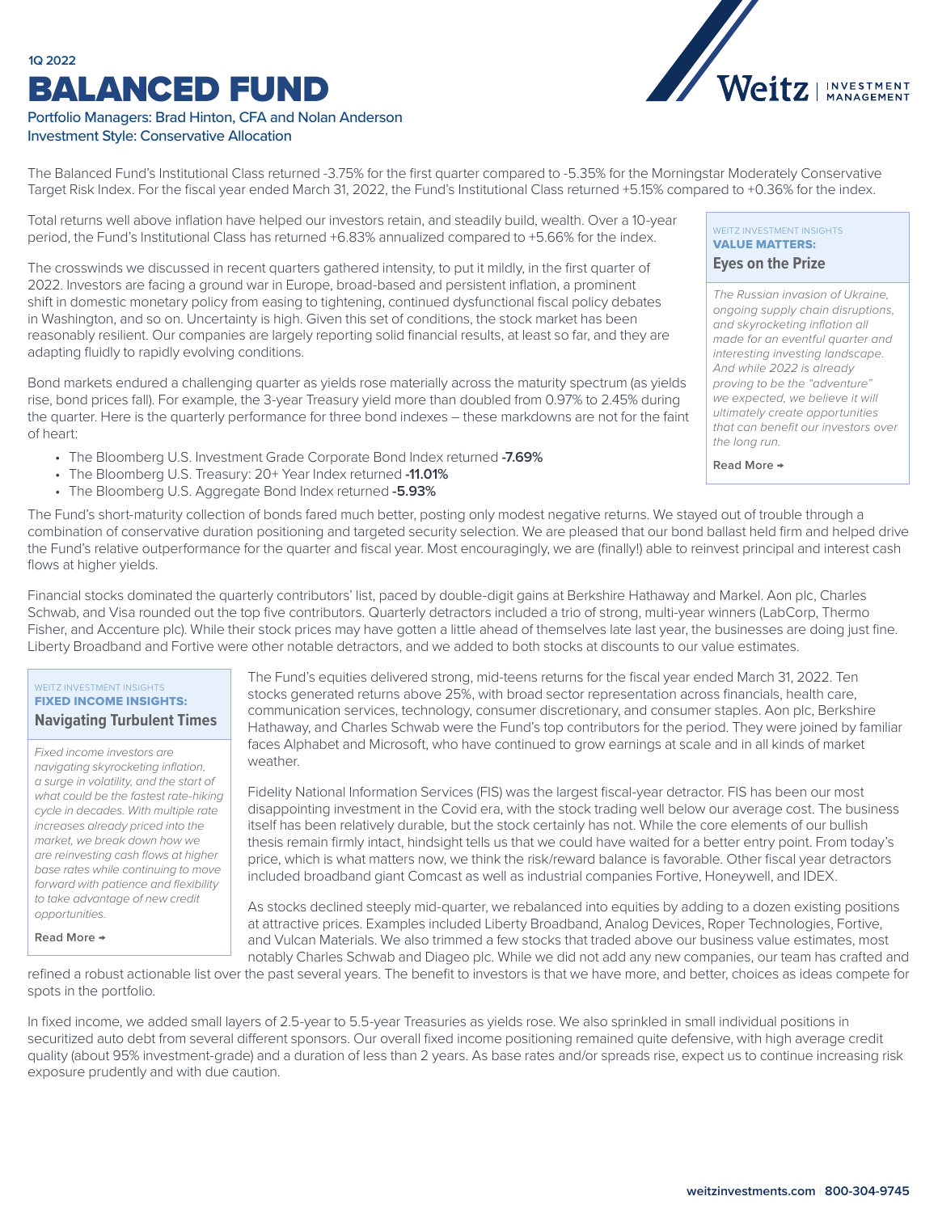1Q 2022

# BALANCED FUND

Portfolio Managers: Brad Hinton, CFA and Nolan Anderson
Investment Style: Conservative Allocation

The Balanced Fund's Institutional Class returned -3.75% for the first quarter compared to -5.35% for the Morningstar Moderately Conservative Target Risk Index. For the fiscal year ended March 31, 2022, the Fund's Institutional Class returned +5.15% compared to +0.36% for the index.

Total returns well above inflation have helped our investors retain, and steadily build, wealth. Over a 10-year period, the Fund's Institutional Class has returned +6.83% annualized compared to +5.66% for the index.

The crosswinds we discussed in recent quarters gathered intensity, to put it mildly, in the first quarter of 2022. Investors are facing a ground war in Europe, broad-based and persistent inflation, a prominent shift in domestic monetary policy from easing to tightening, continued dysfunctional fiscal policy debates in Washington, and so on. Uncertainty is high. Given this set of conditions, the stock market has been reasonably resilient. Our companies are largely reporting solid financial results, at least so far, and they are adapting fluidly to rapidly evolving conditions.

Bond markets endured a challenging quarter as yields rose materially across the maturity spectrum (as yields rise, bond prices fall). For example, the 3-year Treasury yield more than doubled from 0.97% to 2.45% during the quarter. Here is the quarterly performance for three bond indexes – these markdowns are not for the faint of heart:

- The Bloomberg U.S. Investment Grade Corporate Bond Index returned **-7.69%**
- The Bloomberg U.S. Treasury: 20+ Year Index returned **-11.01%**
- The Bloomberg U.S. Aggregate Bond Index returned **-5.93%**

The Fund's short-maturity collection of bonds fared much better, posting only modest negative returns. We stayed out of trouble through a combination of conservative duration positioning and targeted security selection. We are pleased that our bond ballast held firm and helped drive the Fund's relative outperformance for the quarter and fiscal year. Most encouragingly, we are (finally!) able to reinvest principal and interest cash flows at higher yields.

Financial stocks dominated the quarterly contributors' list, paced by double-digit gains at Berkshire Hathaway and Markel. Aon plc, Charles Schwab, and Visa rounded out the top five contributors. Quarterly detractors included a trio of strong, multi-year winners (LabCorp, Thermo Fisher, and Accenture plc). While their stock prices may have gotten a little ahead of themselves late last year, the businesses are doing just fine. Liberty Broadband and Fortive were other notable detractors, and we added to both stocks at discounts to our value estimates.

The Fund's equities delivered strong, mid-teens returns for the fiscal year ended March 31, 2022. Ten stocks generated returns above 25%, with broad sector representation across financials, health care, communication services, technology, consumer discretionary, and consumer staples. Aon plc, Berkshire Hathaway, and Charles Schwab were the Fund's top contributors for the period. They were joined by familiar faces Alphabet and Microsoft, who have continued to grow earnings at scale and in all kinds of market weather.

Fidelity National Information Services (FIS) was the largest fiscal-year detractor. FIS has been our most disappointing investment in the Covid era, with the stock trading well below our average cost. The business itself has been relatively durable, but the stock certainly has not. While the core elements of our bullish thesis remain firmly intact, hindsight tells us that we could have waited for a better entry point. From today's price, which is what matters now, we think the risk/reward balance is favorable. Other fiscal year detractors included broadband giant Comcast as well as industrial companies Fortive, Honeywell, and IDEX.

As stocks declined steeply mid-quarter, we rebalanced into equities by adding to a dozen existing positions at attractive prices. Examples included Liberty Broadband, Analog Devices, Roper Technologies, Fortive, and Vulcan Materials. We also trimmed a few stocks that traded above our business value estimates, most notably Charles Schwab and Diageo plc. While we did not add any new companies, our team has crafted and refined a robust actionable list over the past several years. The benefit to investors is that we have more, and better, choices as ideas compete for spots in the portfolio.

In fixed income, we added small layers of 2.5-year to 5.5-year Treasuries as yields rose. We also sprinkled in small individual positions in securitized auto debt from several different sponsors. Our overall fixed income positioning remained quite defensive, with high average credit quality (about 95% investment-grade) and a duration of less than 2 years. As base rates and/or spreads rise, expect us to continue increasing risk exposure prudently and with due caution.

---

WEITZ INVESTMENT INSIGHTS
**VALUE MATTERS:**
**Eyes on the Prize**

*The Russian invasion of Ukraine, ongoing supply chain disruptions, and skyrocketing inflation all made for an eventful quarter and interesting investing landscape. And while 2022 is already proving to be the "adventure" we expected, we believe it will ultimately create opportunities that can benefit our investors over the long run.*

**Read More →**

---

WEITZ INVESTMENT INSIGHTS
**FIXED INCOME INSIGHTS:**
**Navigating Turbulent Times**

*Fixed income investors are navigating skyrocketing inflation, a surge in volatility, and the start of what could be the fastest rate-hiking cycle in decades. With multiple rate increases already priced into the market, we break down how we are reinvesting cash flows at higher base rates while continuing to move forward with patience and flexibility to take advantage of new credit opportunities.*

**Read More →**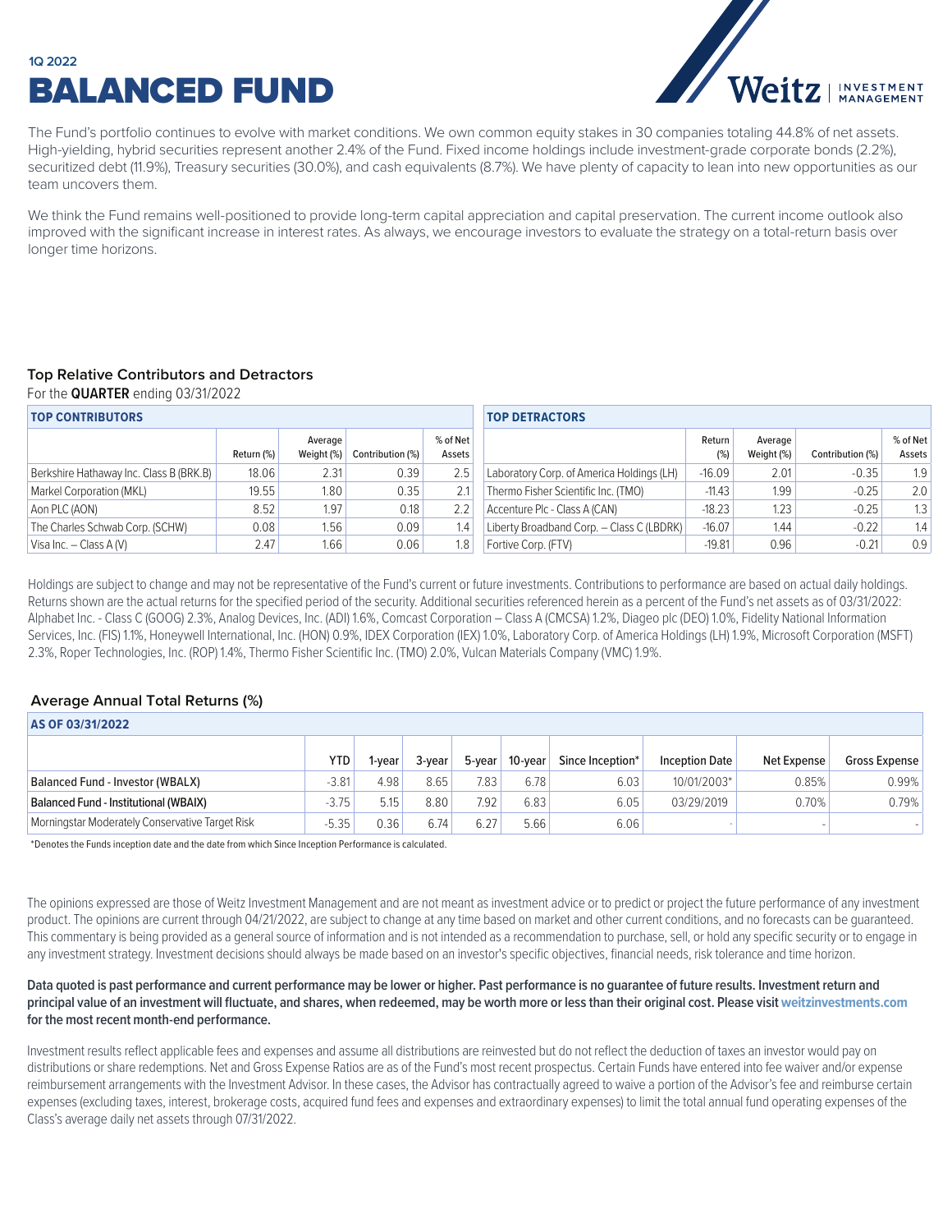1Q 2022

# BALANCED FUND

The Fund's portfolio continues to evolve with market conditions. We own common equity stakes in 30 companies totaling 44.8% of net assets. High-yielding, hybrid securities represent another 2.4% of the Fund. Fixed income holdings include investment-grade corporate bonds (2.2%), securitized debt (11.9%), Treasury securities (30.0%), and cash equivalents (8.7%). We have plenty of capacity to lean into new opportunities as our team uncovers them.

We think the Fund remains well-positioned to provide long-term capital appreciation and capital preservation. The current income outlook also improved with the significant increase in interest rates. As always, we encourage investors to evaluate the strategy on a total-return basis over longer time horizons.

### Top Relative Contributors and Detractors

For the **QUARTER** ending 03/31/2022

| TOP CONTRIBUTORS | Return (%) | Average Weight (%) | Contribution (%) | % of Net Assets |
|---|---|---|---|---|
| Berkshire Hathaway Inc. Class B (BRK.B) | 18.06 | 2.31 | 0.39 | 2.5 |
| Markel Corporation (MKL) | 19.55 | 1.80 | 0.35 | 2.1 |
| Aon PLC (AON) | 8.52 | 1.97 | 0.18 | 2.2 |
| The Charles Schwab Corp. (SCHW) | 0.08 | 1.56 | 0.09 | 1.4 |
| Visa Inc. – Class A (V) | 2.47 | 1.66 | 0.06 | 1.8 |

| TOP DETRACTORS | Return (%) | Average Weight (%) | Contribution (%) | % of Net Assets |
|---|---|---|---|---|
| Laboratory Corp. of America Holdings (LH) | -16.09 | 2.01 | -0.35 | 1.9 |
| Thermo Fisher Scientific Inc. (TMO) | -11.43 | 1.99 | -0.25 | 2.0 |
| Accenture Plc - Class A (CAN) | -18.23 | 1.23 | -0.25 | 1.3 |
| Liberty Broadband Corp. – Class C (LBDRK) | -16.07 | 1.44 | -0.22 | 1.4 |
| Fortive Corp. (FTV) | -19.81 | 0.96 | -0.21 | 0.9 |

Holdings are subject to change and may not be representative of the Fund's current or future investments. Contributions to performance are based on actual daily holdings. Returns shown are the actual returns for the specified period of the security. Additional securities referenced herein as a percent of the Fund's net assets as of 03/31/2022: Alphabet Inc. - Class C (GOOG) 2.3%, Analog Devices, Inc. (ADI) 1.6%, Comcast Corporation – Class A (CMCSA) 1.2%, Diageo plc (DEO) 1.0%, Fidelity National Information Services, Inc. (FIS) 1.1%, Honeywell International, Inc. (HON) 0.9%, IDEX Corporation (IEX) 1.0%, Laboratory Corp. of America Holdings (LH) 1.9%, Microsoft Corporation (MSFT) 2.3%, Roper Technologies, Inc. (ROP) 1.4%, Thermo Fisher Scientific Inc. (TMO) 2.0%, Vulcan Materials Company (VMC) 1.9%.

### Average Annual Total Returns (%)

| AS OF 03/31/2022 | YTD | 1-year | 3-year | 5-year | 10-year | Since Inception* | Inception Date | Net Expense | Gross Expense |
|---|---|---|---|---|---|---|---|---|---|
| Balanced Fund - Investor (WBALX) | -3.81 | 4.98 | 8.65 | 7.83 | 6.78 | 6.03 | 10/01/2003* | 0.85% | 0.99% |
| Balanced Fund - Institutional (WBAIX) | -3.75 | 5.15 | 8.80 | 7.92 | 6.83 | 6.05 | 03/29/2019 | 0.70% | 0.79% |
| Morningstar Moderately Conservative Target Risk | -5.35 | 0.36 | 6.74 | 6.27 | 5.66 | 6.06 | - | - | - |

*Denotes the Funds inception date and the date from which Since Inception Performance is calculated.

The opinions expressed are those of Weitz Investment Management and are not meant as investment advice or to predict or project the future performance of any investment product. The opinions are current through 04/21/2022, are subject to change at any time based on market and other current conditions, and no forecasts can be guaranteed. This commentary is being provided as a general source of information and is not intended as a recommendation to purchase, sell, or hold any specific security or to engage in any investment strategy. Investment decisions should always be made based on an investor's specific objectives, financial needs, risk tolerance and time horizon.

**Data quoted is past performance and current performance may be lower or higher. Past performance is no guarantee of future results. Investment return and principal value of an investment will fluctuate, and shares, when redeemed, may be worth more or less than their original cost. Please visit weitzinvestments.com for the most recent month-end performance.**

Investment results reflect applicable fees and expenses and assume all distributions are reinvested but do not reflect the deduction of taxes an investor would pay on distributions or share redemptions. Net and Gross Expense Ratios are as of the Fund's most recent prospectus. Certain Funds have entered into fee waiver and/or expense reimbursement arrangements with the Investment Advisor. In these cases, the Advisor has contractually agreed to waive a portion of the Advisor's fee and reimburse certain expenses (excluding taxes, interest, brokerage costs, acquired fund fees and expenses and extraordinary expenses) to limit the total annual fund operating expenses of the Class's average daily net assets through 07/31/2022.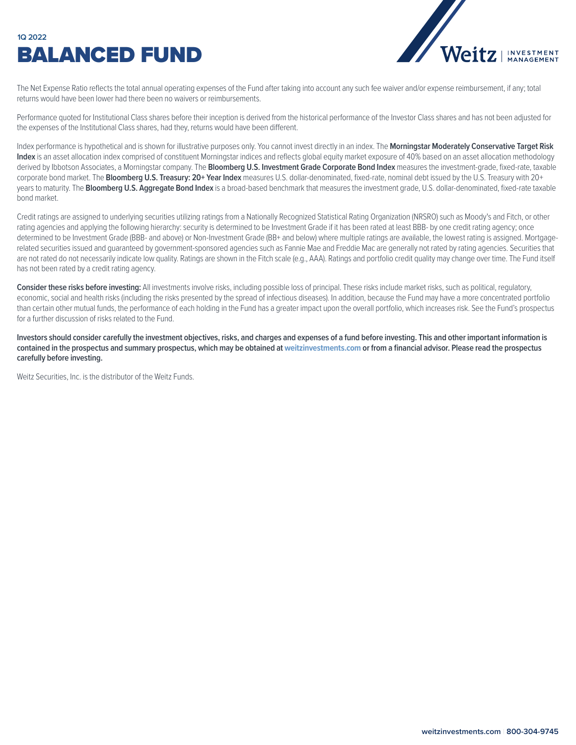The Net Expense Ratio reflects the total annual operating expenses of the Fund after taking into account any such fee waiver and/or expense reimbursement, if any; total returns would have been lower had there been no waivers or reimbursements.

Performance quoted for Institutional Class shares before their inception is derived from the historical performance of the Investor Class shares and has not been adjusted for the expenses of the Institutional Class shares, had they, returns would have been different.

Index performance is hypothetical and is shown for illustrative purposes only. You cannot invest directly in an index. The **Morningstar Moderately Conservative Target Risk Index** is an asset allocation index comprised of constituent Morningstar indices and reflects global equity market exposure of 40% based on an asset allocation methodology derived by Ibbotson Associates, a Morningstar company. The **Bloomberg U.S. Investment Grade Corporate Bond Index** measures the investment-grade, fixed-rate, taxable corporate bond market. The **Bloomberg U.S. Treasury: 20+ Year Index** measures U.S. dollar-denominated, fixed-rate, nominal debt issued by the U.S. Treasury with 20+ years to maturity. The **Bloomberg U.S. Aggregate Bond Index** is a broad-based benchmark that measures the investment grade, U.S. dollar-denominated, fixed-rate taxable bond market.

Credit ratings are assigned to underlying securities utilizing ratings from a Nationally Recognized Statistical Rating Organization (NRSRO) such as Moody's and Fitch, or other rating agencies and applying the following hierarchy: security is determined to be Investment Grade if it has been rated at least BBB- by one credit rating agency; once determined to be Investment Grade (BBB- and above) or Non-Investment Grade (BB+ and below) where multiple ratings are available, the lowest rating is assigned. Mortgage-related securities issued and guaranteed by government-sponsored agencies such as Fannie Mae and Freddie Mac are generally not rated by rating agencies. Securities that are not rated do not necessarily indicate low quality. Ratings are shown in the Fitch scale (e.g., AAA). Ratings and portfolio credit quality may change over time. The Fund itself has not been rated by a credit rating agency.

**Consider these risks before investing:** All investments involve risks, including possible loss of principal. These risks include market risks, such as political, regulatory, economic, social and health risks (including the risks presented by the spread of infectious diseases). In addition, because the Fund may have a more concentrated portfolio than certain other mutual funds, the performance of each holding in the Fund has a greater impact upon the overall portfolio, which increases risk. See the Fund's prospectus for a further discussion of risks related to the Fund.

**Investors should consider carefully the investment objectives, risks, and charges and expenses of a fund before investing. This and other important information is contained in the prospectus and summary prospectus, which may be obtained at weitzinvestments.com or from a financial advisor. Please read the prospectus carefully before investing.**

Weitz Securities, Inc. is the distributor of the Weitz Funds.